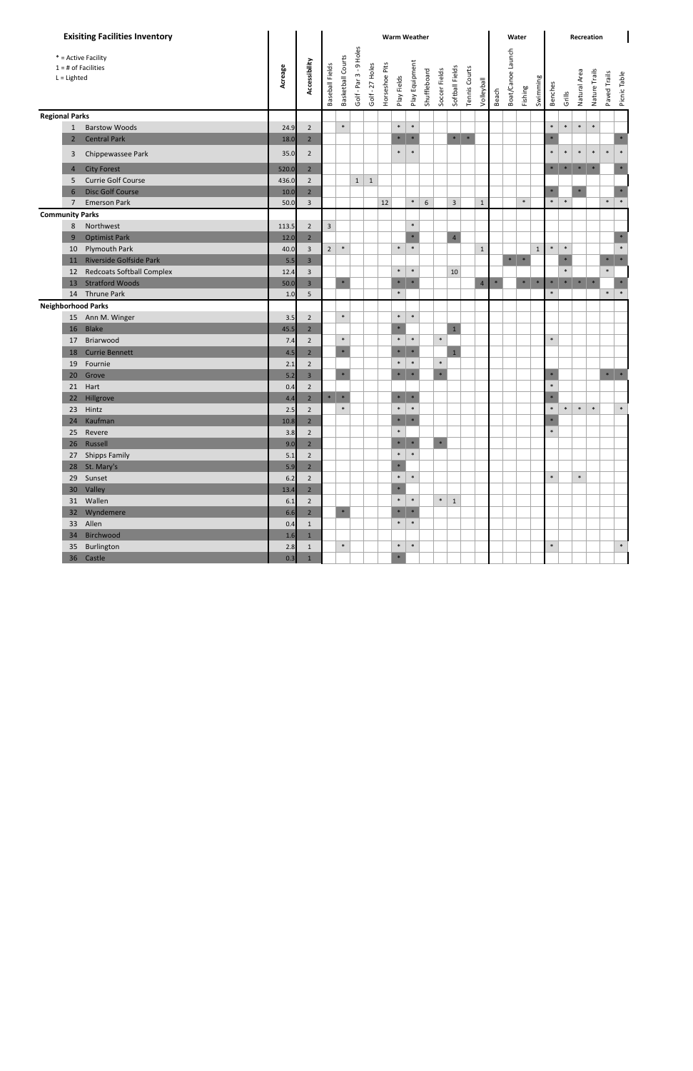## Exisiting Facilities Inventory

\* = Active Facility
1 = # of Facilities
L = Lighted

| # | Park | Acreage | Accessibility | Warm Weather | | | | | | | | | | | | Water | | | | Recreation | | | | | |
|---|---|---|---|---|---|---|---|---|---|---|---|---|---|---|---|---|---|---|---|---|---|---|---|---|---|
| | | | | Baseball Fields | Basketball Courts | Golf - Par 3 - 9 Holes | Golf - 27 Holes | Horseshoe Pits | Play Fields | Play Equipment | Shuffleboard | Soccer Fields | Softball Fields | Tennis Courts | Volleyball | Beach | Boat/Canoe Launch | Fishing | Swimming | Benches | Grills | Natural Area | Nature Trails | Paved Trails | Picnic Table |
| **Regional Parks** | | | | | | | | | | | | | | | | | | | | | | | | | |
| 1 | Barstow Woods | 24.9 | 2 | | * | | | | * | * | | | | | | | | | | * | * | * | * | | |
| 2 | Central Park | 18.0 | 2 | | | | | | * | * | | | * | * | | | | | | * | | | | | * |
| 3 | Chippewassee Park | 35.0 | 2 | | | | | | * | * | | | | | | | | | | * | * | * | * | * | * |
| 4 | City Forest | 520.0 | 2 | | | | | | | | | | | | | | | | | * | * | * | * | | * |
| 5 | Currie Golf Course | 436.0 | 2 | | | 1 | 1 | | | | | | | | | | | | | | | | | | |
| 6 | Disc Golf Course | 10.0 | 2 | | | | | | | | | | | | | | | | | * | | * | | | * |
| 7 | Emerson Park | 50.0 | 3 | | | | | 12 | | * | 6 | | 3 | | 1 | | | * | | * | * | | | * | * |
| **Community Parks** | | | | | | | | | | | | | | | | | | | | | | | | | |
| 8 | Northwest | 113.5 | 2 | 3 | | | | | | * | | | | | | | | | | | | | | | |
| 9 | Optimist Park | 12.0 | 2 | | | | | | | * | | | 4 | | | | | | | | | | | | * |
| 10 | Plymouth Park | 40.0 | 3 | 2 | * | | | | * | * | | | | | 1 | | | | 1 | * | * | | | | * |
| 11 | Riverside Golfside Park | 5.5 | 3 | | | | | | | | | | | | | | * | * | | | * | | | * | * |
| 12 | Redcoats Softball Complex | 12.4 | 3 | | | | | | * | * | | | 10 | | | | | | | | * | | | * | |
| 13 | Stratford Woods | 50.0 | 3 | | * | | | | * | * | | | | | 4 | * | | * | * | * | * | * | * | | * |
| 14 | Thrune Park | 1.0 | 5 | | | | | | * | | | | | | | | | | | * | | | | * | * |
| **Neighborhood Parks** | | | | | | | | | | | | | | | | | | | | | | | | | |
| 15 | Ann M. Winger | 3.5 | 2 | | * | | | | * | * | | | | | | | | | | | | | | | |
| 16 | Blake | 45.5 | 2 | | | | | | * | | | | 1 | | | | | | | | | | | | |
| 17 | Briarwood | 7.4 | 2 | | * | | | | * | * | | * | | | | | | | | * | | | | | |
| 18 | Currie Bennett | 4.5 | 2 | | * | | | | * | * | | | 1 | | | | | | | | | | | | |
| 19 | Fournie | 2.1 | 2 | | | | | | * | * | | * | | | | | | | | | | | | | |
| 20 | Grove | 5.2 | 3 | | * | | | | * | * | | * | | | | | | | | * | | | | * | * |
| 21 | Hart | 0.4 | 2 | | | | | | | | | | | | | | | | | * | | | | | |
| 22 | Hillgrove | 4.4 | 2 | * | * | | | | * | * | | | | | | | | | | * | | | | | |
| 23 | Hintz | 2.5 | 2 | | * | | | | * | * | | | | | | | | | | * | * | * | * | | * |
| 24 | Kaufman | 10.8 | 2 | | | | | | * | * | | | | | | | | | | * | | | | | |
| 25 | Revere | 3.8 | 2 | | | | | | * | | | | | | | | | | | * | | | | | |
| 26 | Russell | 9.0 | 2 | | | | | | * | * | | * | | | | | | | | | | | | | |
| 27 | Shipps Family | 5.1 | 2 | | | | | | * | * | | | | | | | | | | | | | | | |
| 28 | St. Mary's | 5.9 | 2 | | | | | | * | | | | | | | | | | | | | | | | |
| 29 | Sunset | 6.2 | 2 | | | | | | * | * | | | | | | | | | | * | | * | | | |
| 30 | Valley | 13.4 | 2 | | | | | | * | | | | | | | | | | | | | | | | |
| 31 | Wallen | 6.1 | 2 | | | | | | * | * | | * | 1 | | | | | | | | | | | | |
| 32 | Wyndemere | 6.6 | 2 | | * | | | | * | * | | | | | | | | | | | | | | | |
| 33 | Allen | 0.4 | 1 | | | | | | * | * | | | | | | | | | | | | | | | |
| 34 | Birchwood | 1.6 | 1 | | | | | | | | | | | | | | | | | | | | | | |
| 35 | Burlington | 2.8 | 1 | | * | | | | * | * | | | | | | | | | | * | | | | | * |
| 36 | Castle | 0.3 | 1 | | | | | | * | | | | | | | | | | | | | | | | |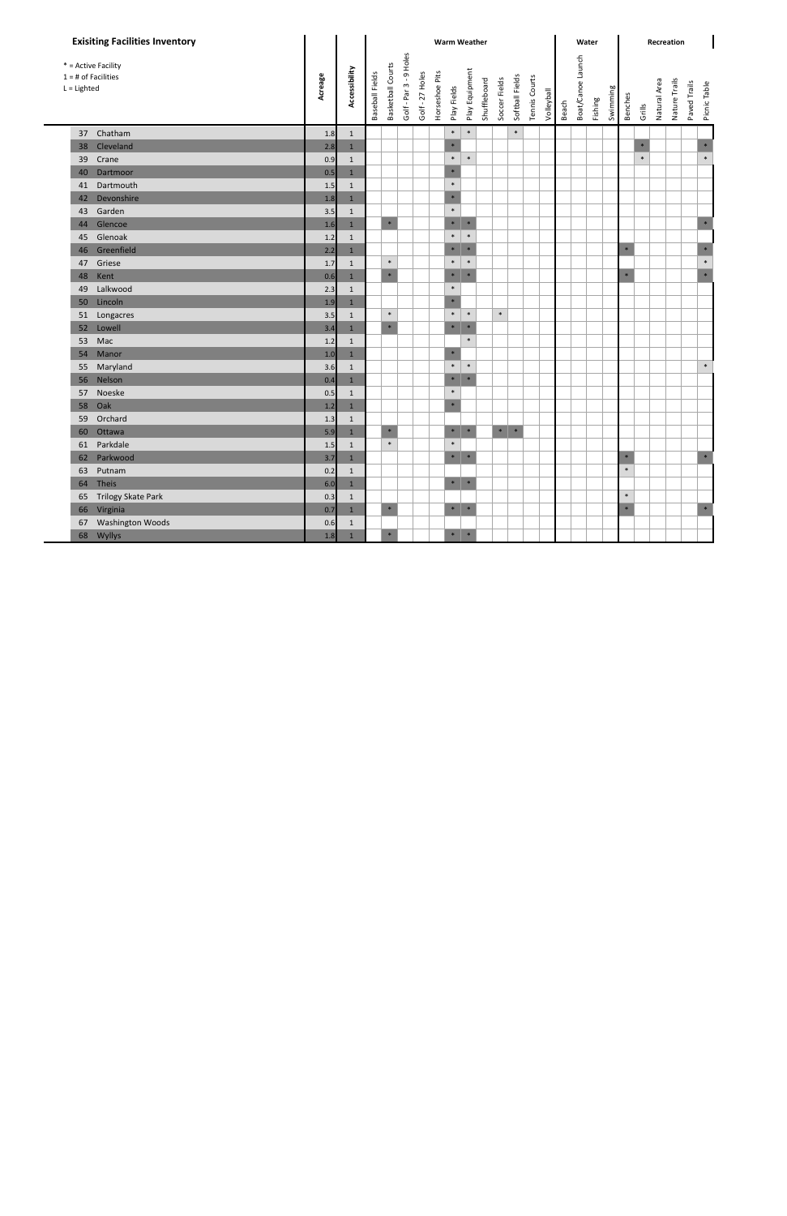## Exisiting Facilities Inventory

* = Active Facility
1 = # of Facilities
L = Lighted

| # | Name | Acreage | Accessibility | Warm Weather | | | | | | | | | | | | Water | | | | Recreation | | | | | |
|---|---|---|---|---|---|---|---|---|---|---|---|---|---|---|---|---|---|---|---|---|---|---|---|---|---|
| | | | | Baseball Fields | Basketball Courts | Golf - Par 3 - 9 Holes | Golf - 27 Holes | Horseshoe Pits | Play Fields | Play Equipment | Shuffleboard | Soccer Fields | Softball Fields | Tennis Courts | Volleyball | Beach | Boat/Canoe Launch | Fishing | Swimming | Benches | Grills | Natural Area | Nature Trails | Paved Trails | Picnic Table |
| 37 | Chatham | 1.8 | 1 | | | | | | * | * | | | * | | | | | | | | | | | | |
| 38 | Cleveland | 2.8 | 1 | | | | | | * | | | | | | | | | | | | * | | | | * |
| 39 | Crane | 0.9 | 1 | | | | | | * | * | | | | | | | | | | | * | | | | * |
| 40 | Dartmoor | 0.5 | 1 | | | | | | * | | | | | | | | | | | | | | | | |
| 41 | Dartmouth | 1.5 | 1 | | | | | | * | | | | | | | | | | | | | | | | |
| 42 | Devonshire | 1.8 | 1 | | | | | | * | | | | | | | | | | | | | | | | |
| 43 | Garden | 3.5 | 1 | | | | | | * | | | | | | | | | | | | | | | | |
| 44 | Glencoe | 1.6 | 1 | | * | | | | * | * | | | | | | | | | | | | | | | * |
| 45 | Glenoak | 1.2 | 1 | | | | | | * | * | | | | | | | | | | | | | | | |
| 46 | Greenfield | 2.2 | 1 | | | | | | * | * | | | | | | | | | | * | | | | | * |
| 47 | Griese | 1.7 | 1 | | * | | | | * | * | | | | | | | | | | | | | | | * |
| 48 | Kent | 0.6 | 1 | | * | | | | * | * | | | | | | | | | | * | | | | | * |
| 49 | Lalkwood | 2.3 | 1 | | | | | | * | | | | | | | | | | | | | | | | |
| 50 | Lincoln | 1.9 | 1 | | | | | | * | | | | | | | | | | | | | | | | |
| 51 | Longacres | 3.5 | 1 | | * | | | | * | * | | * | | | | | | | | | | | | | |
| 52 | Lowell | 3.4 | 1 | | * | | | | * | * | | | | | | | | | | | | | | | |
| 53 | Mac | 1.2 | 1 | | | | | | | * | | | | | | | | | | | | | | | |
| 54 | Manor | 1.0 | 1 | | | | | | * | | | | | | | | | | | | | | | | |
| 55 | Maryland | 3.6 | 1 | | | | | | * | * | | | | | | | | | | | | | | | * |
| 56 | Nelson | 0.4 | 1 | | | | | | * | * | | | | | | | | | | | | | | | |
| 57 | Noeske | 0.5 | 1 | | | | | | * | | | | | | | | | | | | | | | | |
| 58 | Oak | 1.2 | 1 | | | | | | * | | | | | | | | | | | | | | | | |
| 59 | Orchard | 1.3 | 1 | | | | | | | | | | | | | | | | | | | | | | |
| 60 | Ottawa | 5.9 | 1 | | * | | | | * | * | | * | * | | | | | | | | | | | | |
| 61 | Parkdale | 1.5 | 1 | | * | | | | * | | | | | | | | | | | | | | | | |
| 62 | Parkwood | 3.7 | 1 | | | | | | * | * | | | | | | | | | | * | | | | | * |
| 63 | Putnam | 0.2 | 1 | | | | | | | | | | | | | | | | | * | | | | | |
| 64 | Theis | 6.0 | 1 | | | | | | * | * | | | | | | | | | | | | | | | |
| 65 | Trilogy Skate Park | 0.3 | 1 | | | | | | | | | | | | | | | | | * | | | | | |
| 66 | Virginia | 0.7 | 1 | | * | | | | * | * | | | | | | | | | | * | | | | | * |
| 67 | Washington Woods | 0.6 | 1 | | | | | | | | | | | | | | | | | | | | | | |
| 68 | Wyllys | 1.8 | 1 | | * | | | | * | * | | | | | | | | | | | | | | | |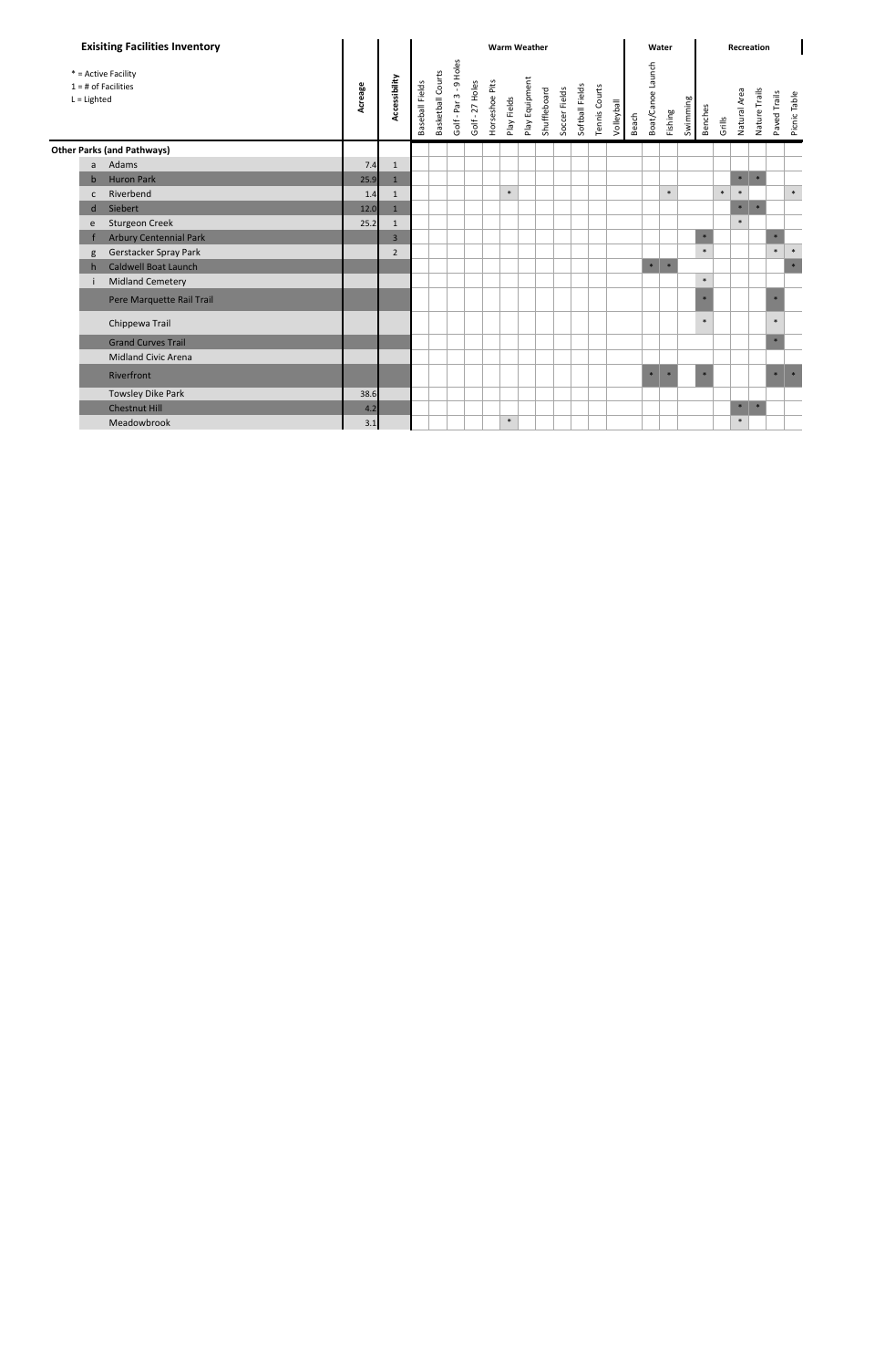## Exisiting Facilities Inventory

\* = Active Facility
1 = # of Facilities
L = Lighted

| | | Acreage | Accessibility | Warm Weather | | | | | | | | | | | | Water | | | | Recreation | | | | | |
|---|---|---|---|---|---|---|---|---|---|---|---|---|---|---|---|---|---|---|---|---|---|---|---|---|---|
| | | | | Baseball Fields | Basketball Courts | Golf - Par 3 - 9 Holes | Golf - 27 Holes | Horseshoe Pits | Play Fields | Play Equipment | Shuffleboard | Soccer Fields | Softball Fields | Tennis Courts | Volleyball | Beach | Boat/Canoe Launch | Fishing | Swimming | Benches | Grills | Natural Area | Nature Trails | Paved Trails | Picnic Table |
| **Other Parks (and Pathways)** | | | | | | | | | | | | | | | | | | | | | | | | | |
| a | Adams | 7.4 | 1 | | | | | | | | | | | | | | | | | | | | | | |
| b | Huron Park | 25.9 | 1 | | | | | | | | | | | | | | | | | | | * | * | | |
| c | Riverbend | 1.4 | 1 | | | | | | * | | | | | | | | | * | | | * | * | | | * |
| d | Siebert | 12.0 | 1 | | | | | | | | | | | | | | | | | | | * | * | | |
| e | Sturgeon Creek | 25.2 | 1 | | | | | | | | | | | | | | | | | | | * | | | |
| f | Arbury Centennial Park | | 3 | | | | | | | | | | | | | | | | | * | | | | * | |
| g | Gerstacker Spray Park | | 2 | | | | | | | | | | | | | | | | | * | | | | * | * |
| h | Caldwell Boat Launch | | | | | | | | | | | | | | | | * | * | | | | | | | * |
| i | Midland Cemetery | | | | | | | | | | | | | | | | | | | * | | | | | |
| | Pere Marquette Rail Trail | | | | | | | | | | | | | | | | | | | * | | | | * | |
| | Chippewa Trail | | | | | | | | | | | | | | | | | | | * | | | | * | |
| | Grand Curves Trail | | | | | | | | | | | | | | | | | | | | | | | * | |
| | Midland Civic Arena | | | | | | | | | | | | | | | | | | | | | | | | |
| | Riverfront | | | | | | | | | | | | | | | | * | * | | * | | | | * | * |
| | Towsley Dike Park | 38.6 | | | | | | | | | | | | | | | | | | | | | | | |
| | Chestnut Hill | 4.2 | | | | | | | | | | | | | | | | | | | | * | * | | |
| | Meadowbrook | 3.1 | | | | | | | * | | | | | | | | | | | | | * | | | |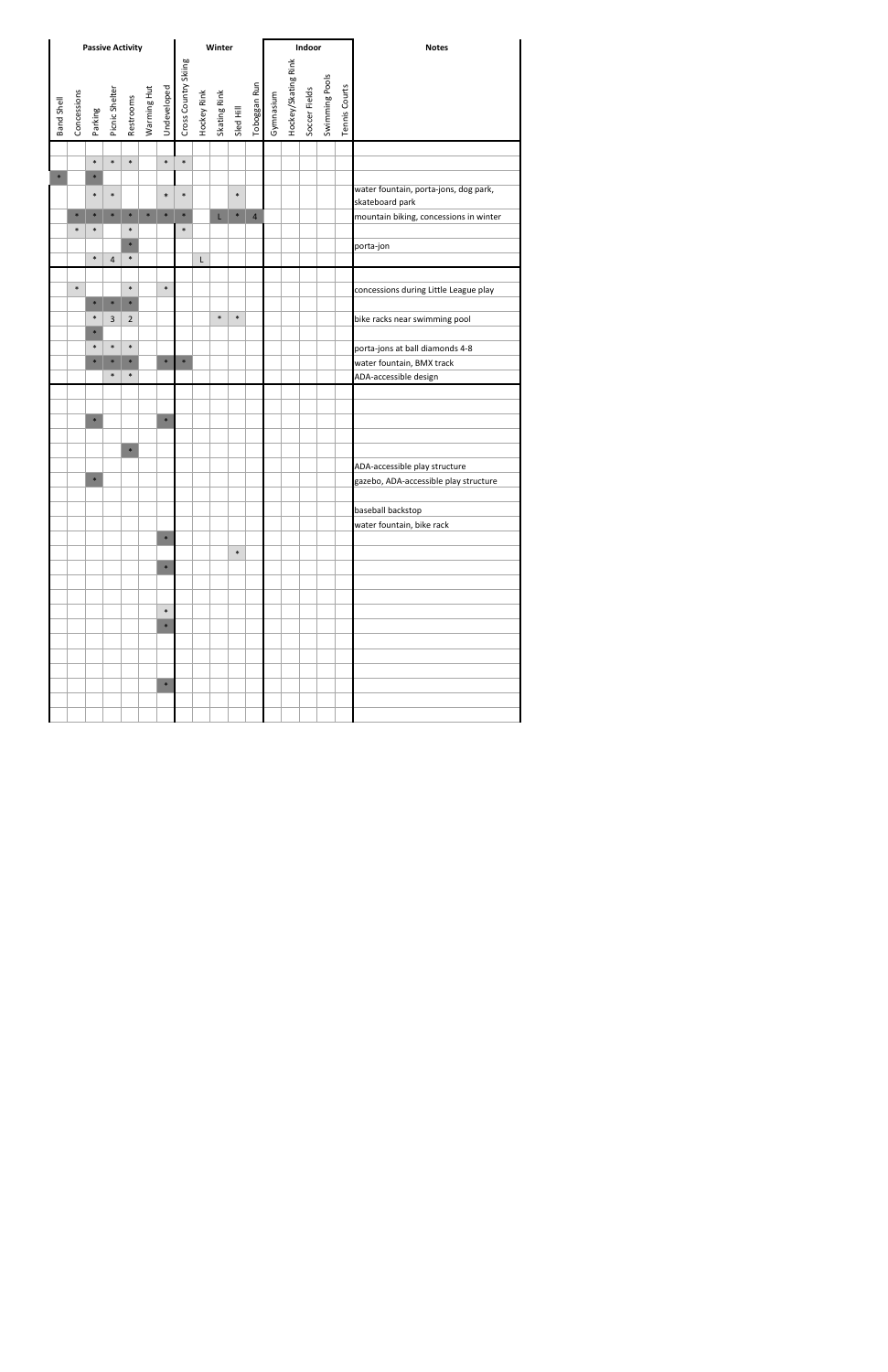| Passive Activity | | | | | | | Winter | | | | | Indoor | | | | | Notes |
|---|---|---|---|---|---|---|---|---|---|---|---|---|---|---|---|---|---|
| Band Shell | Concessions | Parking | Picnic Shelter | Restrooms | Warming Hut | Undeveloped | Cross Country Skiing | Hockey Rink | Skating Rink | Sled Hill | Toboggan Run | Gymnasium | Hockey/Skating Rink | Soccer Fields | Swimming Pools | Tennis Courts | |
| | | | | | | | | | | | | | | | | | |
| | | * | * | * | | * | * | | | | | | | | | | |
| * | | * | | | | | | | | | | | | | | | |
| | | * | * | | | * | * | | | * | | | | | | | water fountain, porta-jons, dog park, skateboard park |
| | * | * | * | * | * | * | * | | L | * | 4 | | | | | | mountain biking, concessions in winter |
| | * | * | | * | | | * | | | | | | | | | | |
| | | | | * | | | | | | | | | | | | | porta-jon |
| | | * | 4 | * | | | | L | | | | | | | | | |
| | | | | | | | | | | | | | | | | | |
| | * | | | * | | * | | | | | | | | | | | concessions during Little League play |
| | | * | * | * | | | | | | | | | | | | | |
| | | * | 3 | 2 | | | | | * | * | | | | | | | bike racks near swimming pool |
| | | * | | | | | | | | | | | | | | | |
| | | * | * | * | | | | | | | | | | | | | porta-jons at ball diamonds 4-8 |
| | | * | * | * | | * | * | | | | | | | | | | water fountain, BMX track |
| | | | * | * | | | | | | | | | | | | | ADA-accessible design |
| | | | | | | | | | | | | | | | | | |
| | | | | | | | | | | | | | | | | | |
| | | * | | | | * | | | | | | | | | | | |
| | | | | | | | | | | | | | | | | | |
| | | | | * | | | | | | | | | | | | | |
| | | | | | | | | | | | | | | | | | ADA-accessible play structure |
| | | * | | | | | | | | | | | | | | | gazebo, ADA-accessible play structure |
| | | | | | | | | | | | | | | | | | |
| | | | | | | | | | | | | | | | | | baseball backstop |
| | | | | | | | | | | | | | | | | | water fountain, bike rack |
| | | | | | | * | | | | | | | | | | | |
| | | | | | | | | | | * | | | | | | | |
| | | | | | | * | | | | | | | | | | | |
| | | | | | | | | | | | | | | | | | |
| | | | | | | | | | | | | | | | | | |
| | | | | | | * | | | | | | | | | | | |
| | | | | | | * | | | | | | | | | | | |
| | | | | | | | | | | | | | | | | | |
| | | | | | | | | | | | | | | | | | |
| | | | | | | | | | | | | | | | | | |
| | | | | | | * | | | | | | | | | | | |
| | | | | | | | | | | | | | | | | | |
| | | | | | | | | | | | | | | | | | |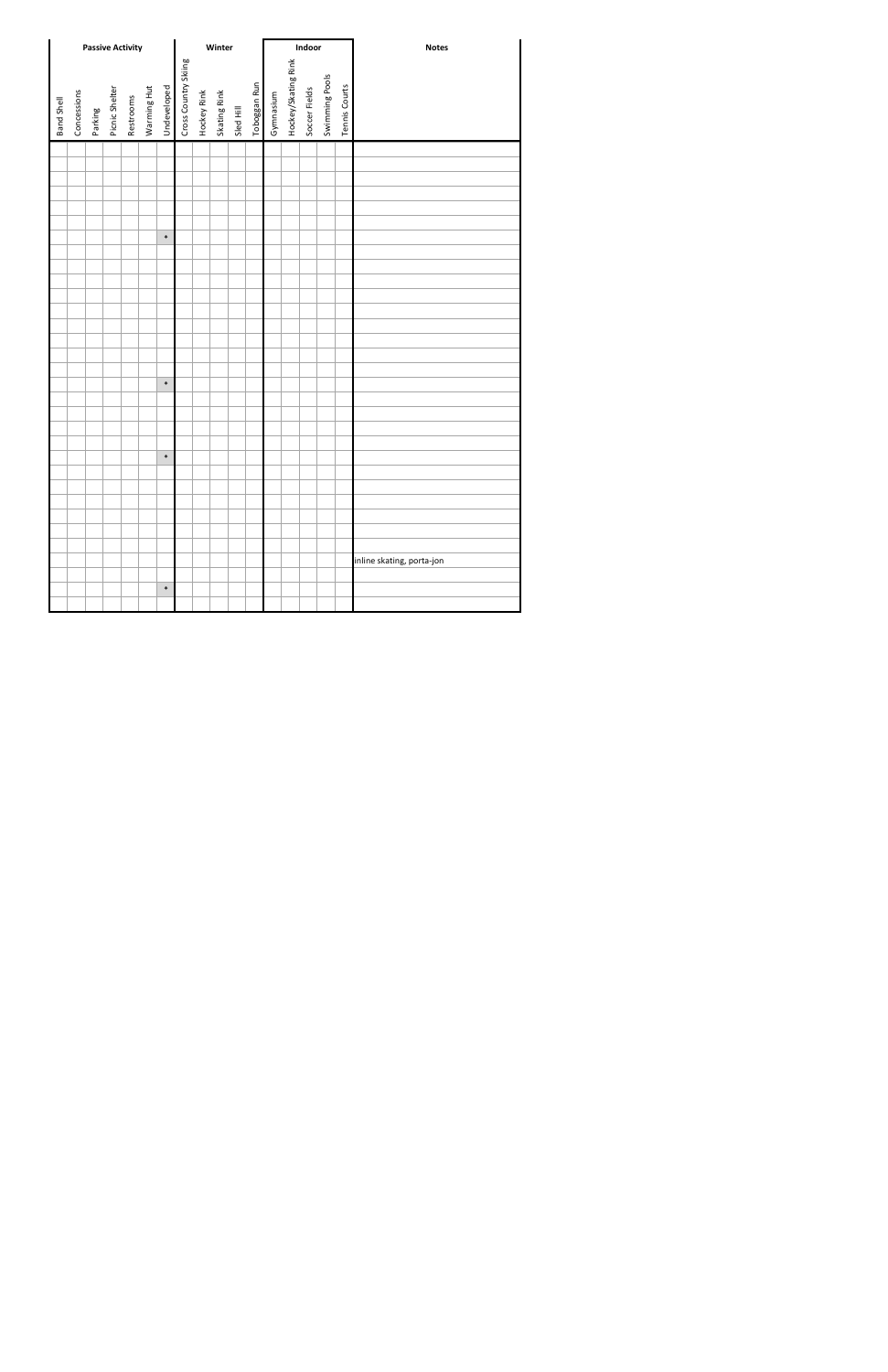| Passive Activity | | | | | | | Winter | | | | | Indoor | | | | | Notes |
|---|---|---|---|---|---|---|---|---|---|---|---|---|---|---|---|---|---|
| Band Shell | Concessions | Parking | Picnic Shelter | Restrooms | Warming Hut | Undeveloped | Cross Country Skiing | Hockey Rink | Skating Rink | Sled Hill | Toboggan Run | Gymnasium | Hockey/Skating Rink | Soccer Fields | Swimming Pools | Tennis Courts | |
| | | | | | | | | | | | | | | | | | |
| | | | | | | | | | | | | | | | | | |
| | | | | | | | | | | | | | | | | | |
| | | | | | | | | | | | | | | | | | |
| | | | | | | | | | | | | | | | | | |
| | | | | | | | | | | | | | | | | | |
| | | | | | | * | | | | | | | | | | | |
| | | | | | | | | | | | | | | | | | |
| | | | | | | | | | | | | | | | | | |
| | | | | | | | | | | | | | | | | | |
| | | | | | | | | | | | | | | | | | |
| | | | | | | | | | | | | | | | | | |
| | | | | | | | | | | | | | | | | | |
| | | | | | | | | | | | | | | | | | |
| | | | | | | | | | | | | | | | | | |
| | | | | | | | | | | | | | | | | | |
| | | | | | | * | | | | | | | | | | | |
| | | | | | | | | | | | | | | | | | |
| | | | | | | | | | | | | | | | | | |
| | | | | | | | | | | | | | | | | | |
| | | | | | | | | | | | | | | | | | |
| | | | | | | * | | | | | | | | | | | |
| | | | | | | | | | | | | | | | | | |
| | | | | | | | | | | | | | | | | | |
| | | | | | | | | | | | | | | | | | |
| | | | | | | | | | | | | | | | | | |
| | | | | | | | | | | | | | | | | | |
| | | | | | | | | | | | | | | | | | |
| | | | | | | | | | | | | | | | | | inline skating, porta-jon |
| | | | | | | | | | | | | | | | | | |
| | | | | | | * | | | | | | | | | | | |
| | | | | | | | | | | | | | | | | | |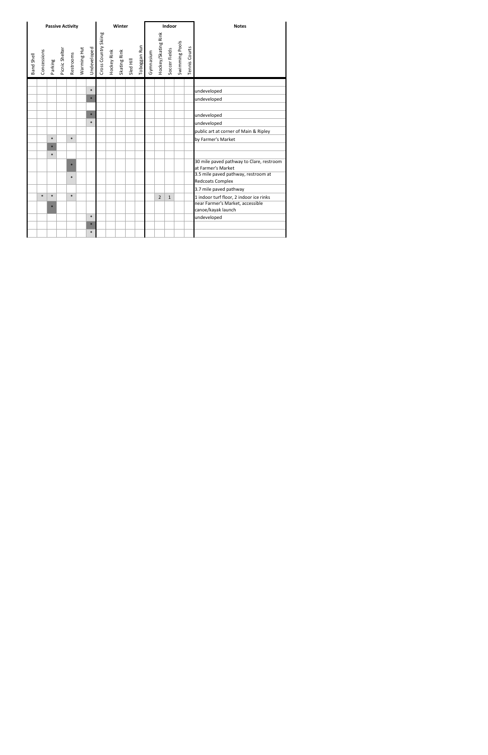| Passive Activity | | | | | | | Winter | | | | | Indoor | | | | | Notes |
|---|---|---|---|---|---|---|---|---|---|---|---|---|---|---|---|---|---|
| Band Shell | Concessions | Parking | Picnic Shelter | Restrooms | Warming Hut | Undeveloped | Cross Country Skiing | Hockey Rink | Skating Rink | Sled Hill | Toboggan Run | Gymnasium | Hockey/Skating Rink | Soccer Fields | Swimming Pools | Tennis Courts | |
| | | | | | | | | | | | | | | | | | |
| | | | | | | * | | | | | | | | | | | undeveloped |
| | | | | | | * | | | | | | | | | | | undeveloped |
| | | | | | | | | | | | | | | | | | |
| | | | | | | * | | | | | | | | | | | undeveloped |
| | | | | | | * | | | | | | | | | | | undeveloped |
| | | | | | | | | | | | | | | | | | public art at corner of Main & Ripley |
| | | * | | * | | | | | | | | | | | | | by Farmer's Market |
| | | * | | | | | | | | | | | | | | | |
| | | * | | | | | | | | | | | | | | | |
| | | | | * | | | | | | | | | | | | | 30 mile paved pathway to Clare, restroom at Farmer's Market |
| | | | | * | | | | | | | | | | | | | 3.5 mile paved pathway, restroom at Redcoats Complex |
| | | | | | | | | | | | | | | | | | 3.7 mile paved pathway |
| | * | * | | * | | | | | | | | | 2 | 1 | | | 1 indoor turf floor, 2 indoor ice rinks |
| | | * | | | | | | | | | | | | | | | near Farmer's Market, accessible canoe/kayak launch |
| | | | | | | * | | | | | | | | | | | undeveloped |
| | | | | | | * | | | | | | | | | | | |
| | | | | | | * | | | | | | | | | | | |